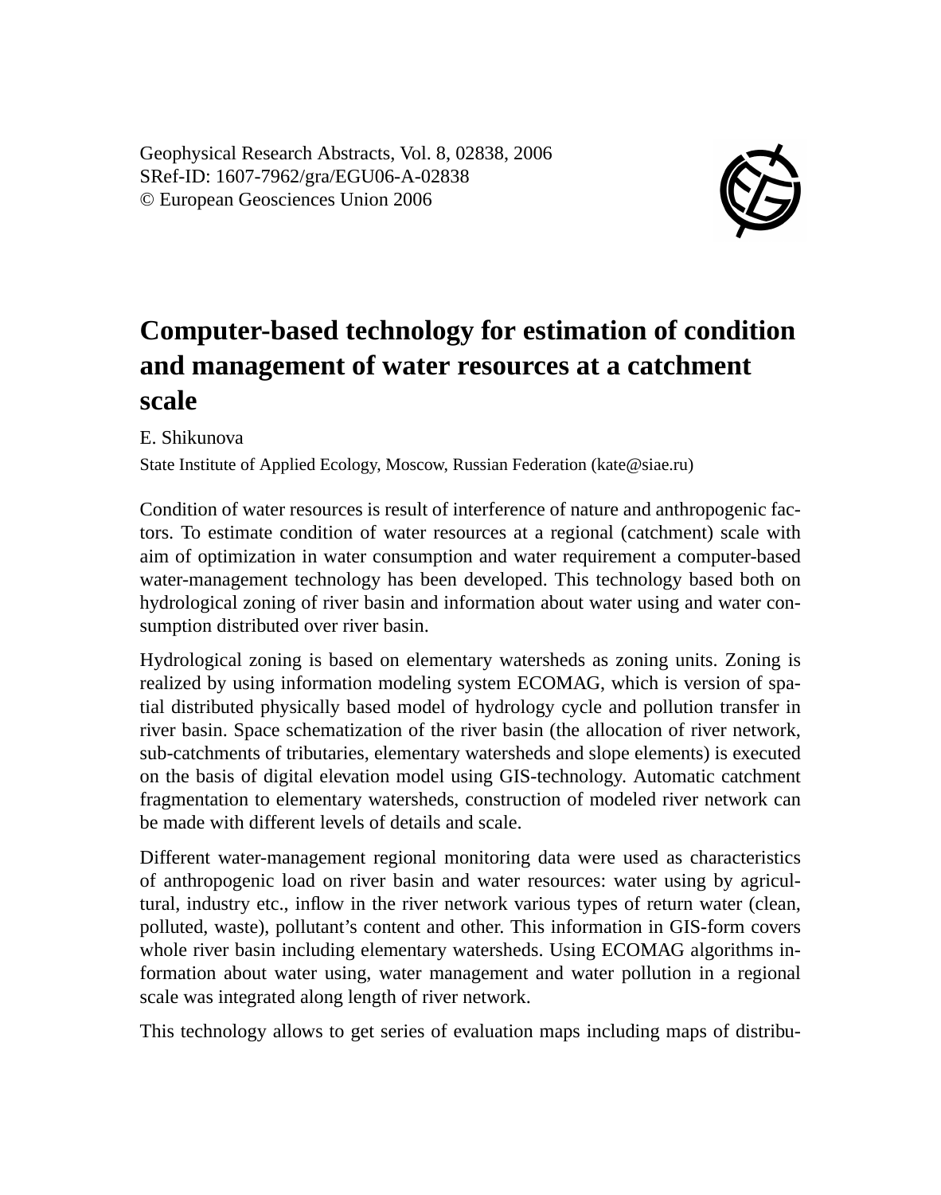Geophysical Research Abstracts, Vol. 8, 02838, 2006
SRef-ID: 1607-7962/gra/EGU06-A-02838
© European Geosciences Union 2006

# Computer-based technology for estimation of condition and management of water resources at a catchment scale

E. Shikunova

State Institute of Applied Ecology, Moscow, Russian Federation (kate@siae.ru)

Condition of water resources is result of interference of nature and anthropogenic factors. To estimate condition of water resources at a regional (catchment) scale with aim of optimization in water consumption and water requirement a computer-based water-management technology has been developed. This technology based both on hydrological zoning of river basin and information about water using and water consumption distributed over river basin.

Hydrological zoning is based on elementary watersheds as zoning units. Zoning is realized by using information modeling system ECOMAG, which is version of spatial distributed physically based model of hydrology cycle and pollution transfer in river basin. Space schematization of the river basin (the allocation of river network, sub-catchments of tributaries, elementary watersheds and slope elements) is executed on the basis of digital elevation model using GIS-technology. Automatic catchment fragmentation to elementary watersheds, construction of modeled river network can be made with different levels of details and scale.

Different water-management regional monitoring data were used as characteristics of anthropogenic load on river basin and water resources: water using by agricultural, industry etc., inflow in the river network various types of return water (clean, polluted, waste), pollutant's content and other. This information in GIS-form covers whole river basin including elementary watersheds. Using ECOMAG algorithms information about water using, water management and water pollution in a regional scale was integrated along length of river network.

This technology allows to get series of evaluation maps including maps of distribu-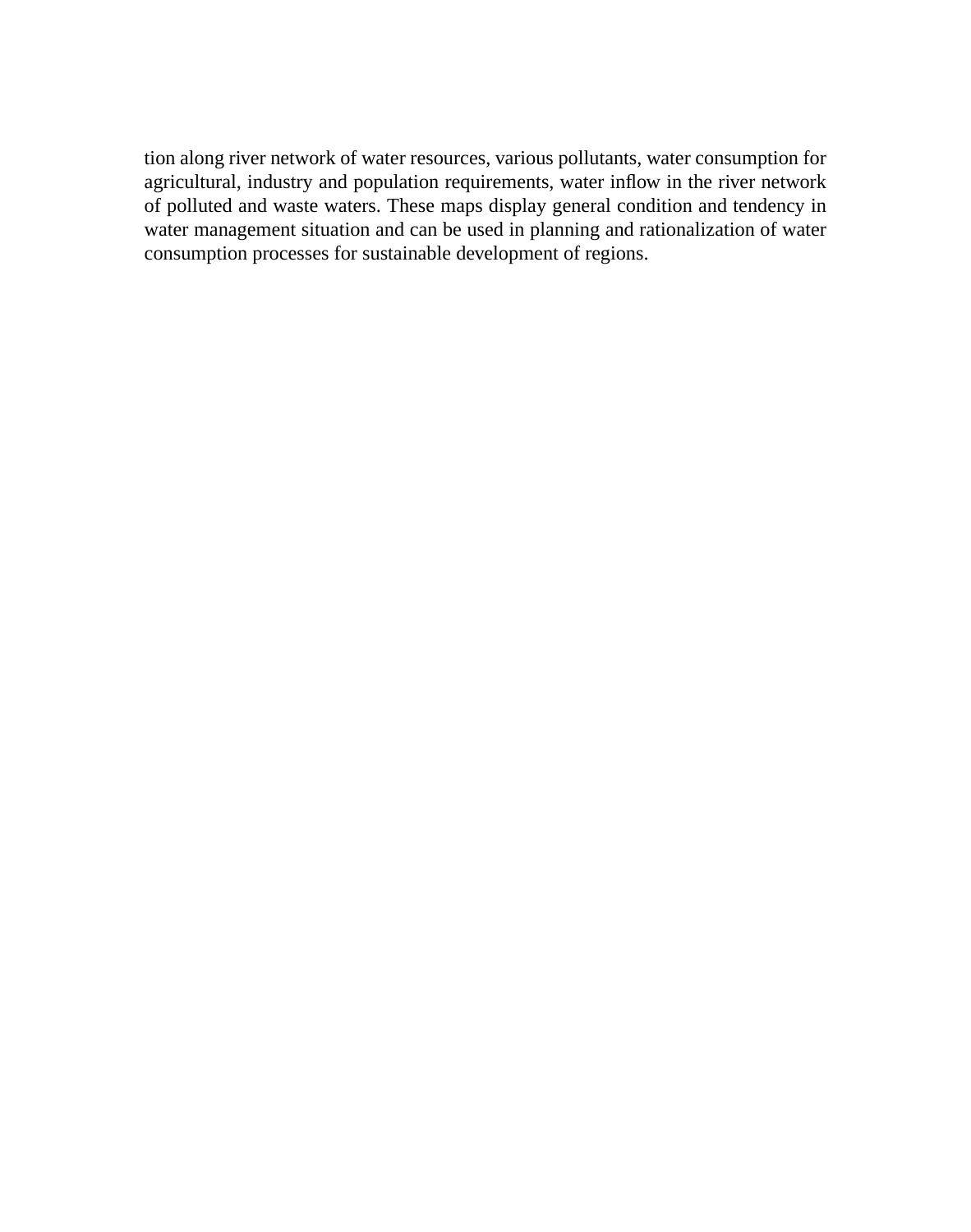tion along river network of water resources, various pollutants, water consumption for agricultural, industry and population requirements, water inflow in the river network of polluted and waste waters. These maps display general condition and tendency in water management situation and can be used in planning and rationalization of water consumption processes for sustainable development of regions.